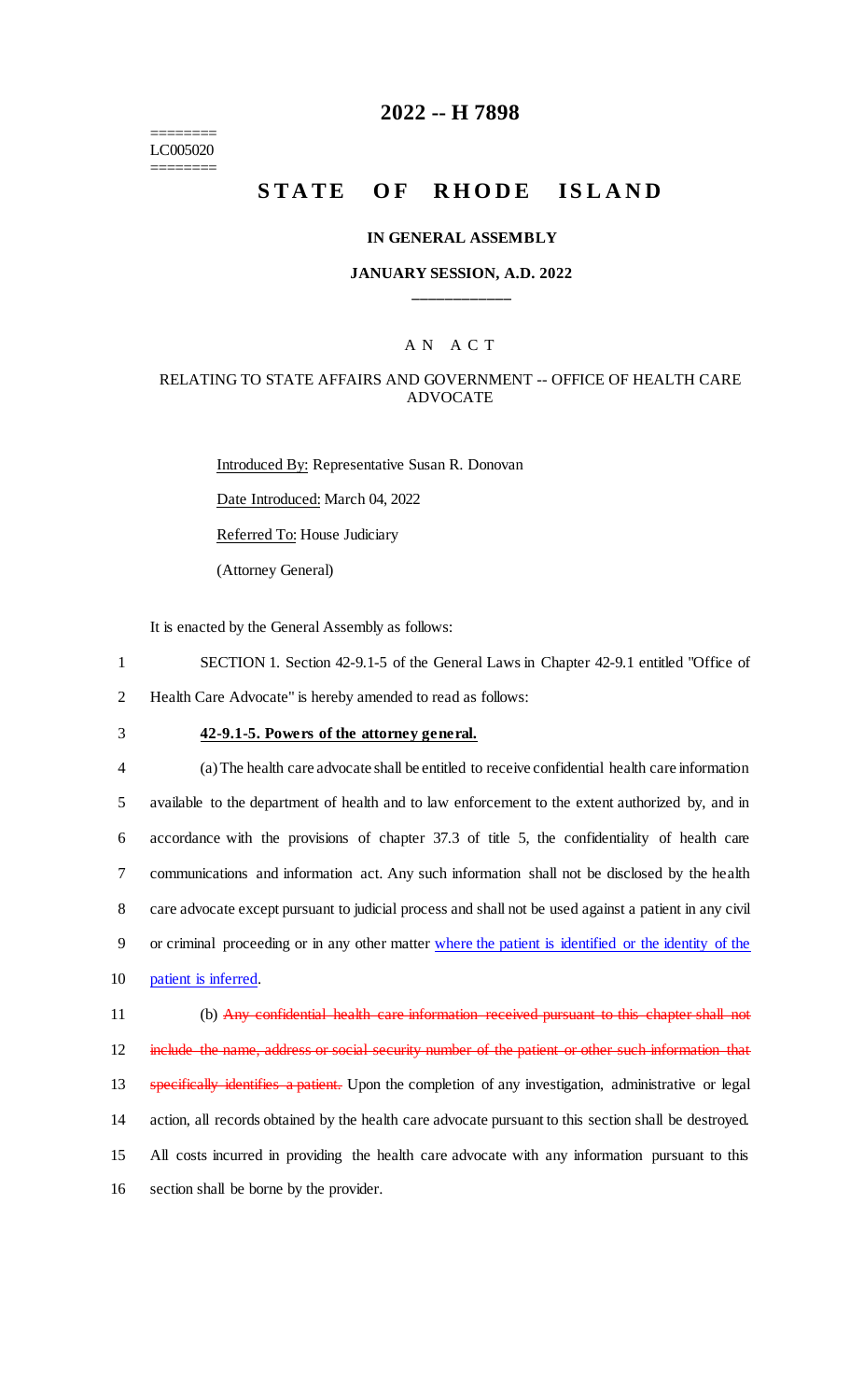========
LC005020
========

# 2022 -- H 7898

# STATE OF RHODE ISLAND

### IN GENERAL ASSEMBLY

### JANUARY SESSION, A.D. 2022

____________

A N A C T

RELATING TO STATE AFFAIRS AND GOVERNMENT -- OFFICE OF HEALTH CARE ADVOCATE

Introduced By: Representative Susan R. Donovan

Date Introduced: March 04, 2022

Referred To: House Judiciary

(Attorney General)

It is enacted by the General Assembly as follows:

1 SECTION 1. Section 42-9.1-5 of the General Laws in Chapter 42-9.1 entitled "Office of
2 Health Care Advocate" is hereby amended to read as follows:

3 **42-9.1-5. Powers of the attorney general.**

4 (a) The health care advocate shall be entitled to receive confidential health care information
5 available to the department of health and to law enforcement to the extent authorized by, and in
6 accordance with the provisions of chapter 37.3 of title 5, the confidentiality of health care
7 communications and information act. Any such information shall not be disclosed by the health
8 care advocate except pursuant to judicial process and shall not be used against a patient in any civil
9 or criminal proceeding or in any other matter where the patient is identified or the identity of the
10 patient is inferred.

11 (b) ~~Any confidential health care information received pursuant to this chapter shall not~~
12 ~~include the name, address or social security number of the patient or other such information that~~
13 ~~specifically identifies a patient.~~ Upon the completion of any investigation, administrative or legal
14 action, all records obtained by the health care advocate pursuant to this section shall be destroyed.
15 All costs incurred in providing the health care advocate with any information pursuant to this
16 section shall be borne by the provider.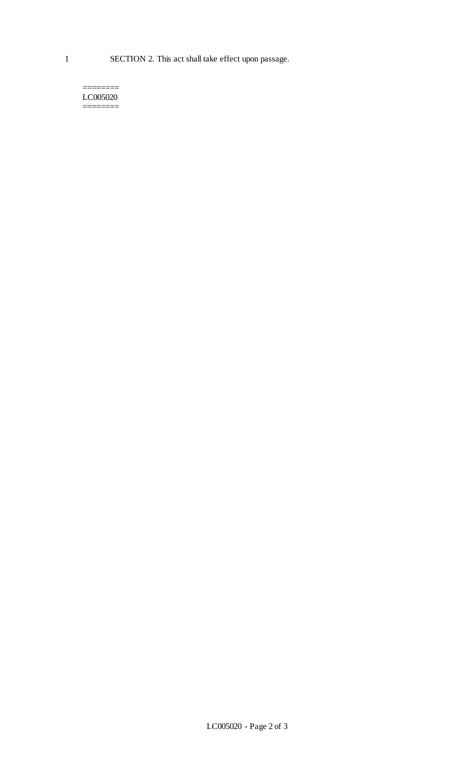SECTION 2. This act shall take effect upon passage.

========
LC005020
========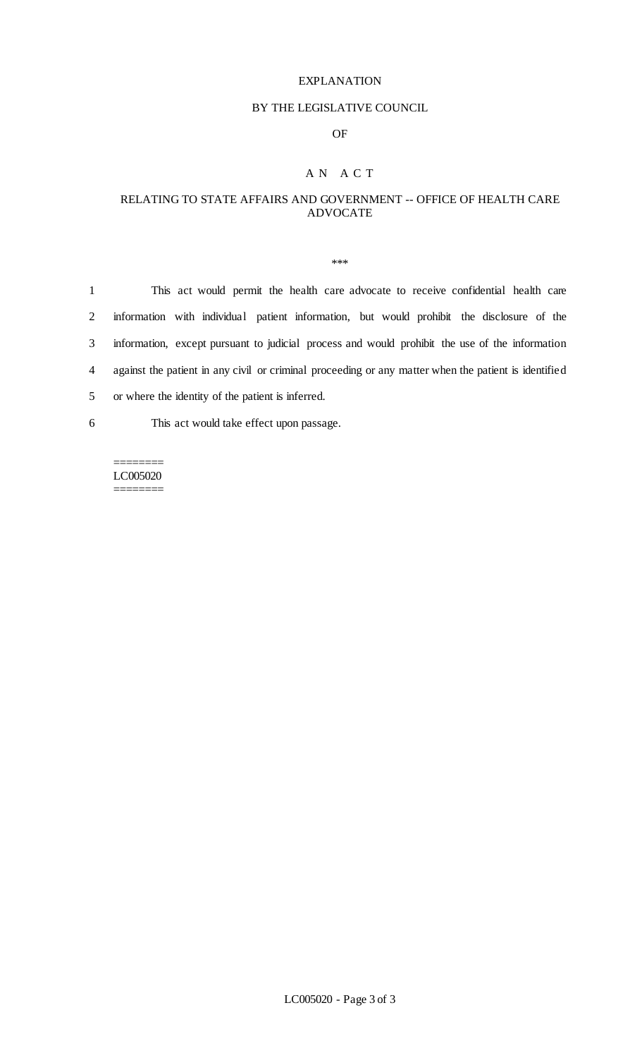EXPLANATION

BY THE LEGISLATIVE COUNCIL

OF

A N A C T

RELATING TO STATE AFFAIRS AND GOVERNMENT -- OFFICE OF HEALTH CARE ADVOCATE

\*\*\*

1 This act would permit the health care advocate to receive confidential health care
2 information with individual patient information, but would prohibit the disclosure of the
3 information, except pursuant to judicial process and would prohibit the use of the information
4 against the patient in any civil or criminal proceeding or any matter when the patient is identified
5 or where the identity of the patient is inferred.

6 This act would take effect upon passage.

========
LC005020
========